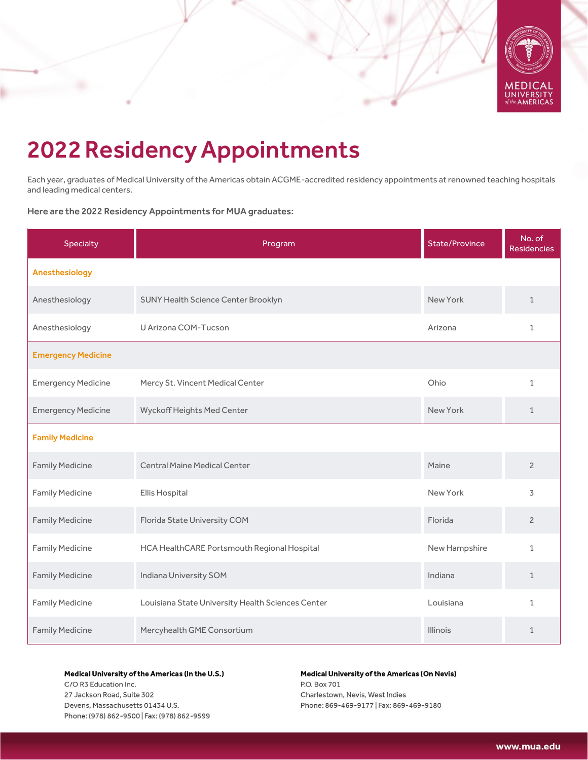# 2022 Residency Appointments

Each year, graduates of Medical University of the Americas obtain ACGME-accredited residency appointments at renowned teaching hospitals and leading medical centers.

**Here are the 2022 Residency Appointments for MUA graduates:**

| Specialty | Program | State/Province | No. of Residencies |
|---|---|---|---|
| **Anesthesiology** | | | |
| Anesthesiology | SUNY Health Science Center Brooklyn | New York | 1 |
| Anesthesiology | U Arizona COM-Tucson | Arizona | 1 |
| **Emergency Medicine** | | | |
| Emergency Medicine | Mercy St. Vincent Medical Center | Ohio | 1 |
| Emergency Medicine | Wyckoff Heights Med Center | New York | 1 |
| **Family Medicine** | | | |
| Family Medicine | Central Maine Medical Center | Maine | 2 |
| Family Medicine | Ellis Hospital | New York | 3 |
| Family Medicine | Florida State University COM | Florida | 2 |
| Family Medicine | HCA HealthCARE Portsmouth Regional Hospital | New Hampshire | 1 |
| Family Medicine | Indiana University SOM | Indiana | 1 |
| Family Medicine | Louisiana State University Health Sciences Center | Louisiana | 1 |
| Family Medicine | Mercyhealth GME Consortium | Illinois | 1 |

**Medical University of the Americas (In the U.S.)**
C/O R3 Education Inc.
27 Jackson Road, Suite 302
Devens, Massachusetts 01434 U.S.
Phone: (978) 862-9500 | Fax: (978) 862-9599

**Medical University of the Americas (On Nevis)**
P.O. Box 701
Charlestown, Nevis, West Indies
Phone: 869-469-9177 | Fax: 869-469-9180

www.mua.edu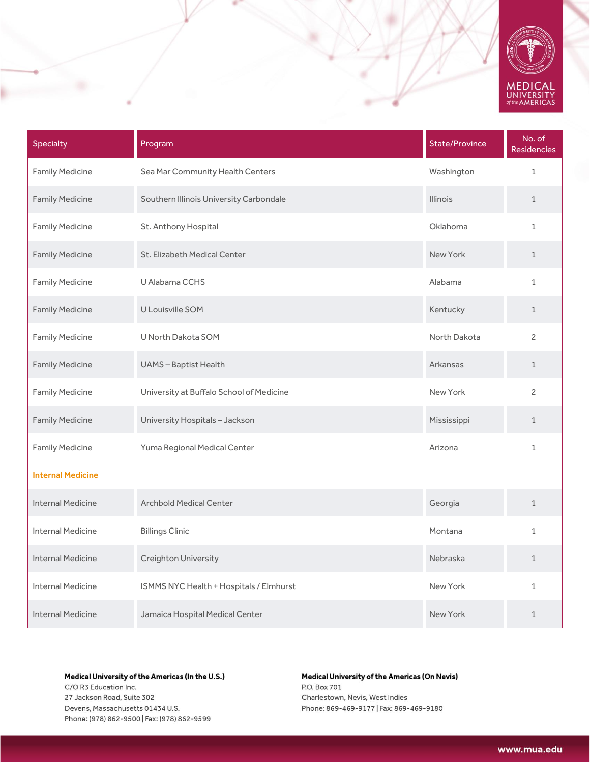| Specialty | Program | State/Province | No. of Residencies |
|---|---|---|---|
| Family Medicine | Sea Mar Community Health Centers | Washington | 1 |
| Family Medicine | Southern Illinois University Carbondale | Illinois | 1 |
| Family Medicine | St. Anthony Hospital | Oklahoma | 1 |
| Family Medicine | St. Elizabeth Medical Center | New York | 1 |
| Family Medicine | U Alabama CCHS | Alabama | 1 |
| Family Medicine | U Louisville SOM | Kentucky | 1 |
| Family Medicine | U North Dakota SOM | North Dakota | 2 |
| Family Medicine | UAMS – Baptist Health | Arkansas | 1 |
| Family Medicine | University at Buffalo School of Medicine | New York | 2 |
| Family Medicine | University Hospitals – Jackson | Mississippi | 1 |
| Family Medicine | Yuma Regional Medical Center | Arizona | 1 |
| **Internal Medicine** | | | |
| Internal Medicine | Archbold Medical Center | Georgia | 1 |
| Internal Medicine | Billings Clinic | Montana | 1 |
| Internal Medicine | Creighton University | Nebraska | 1 |
| Internal Medicine | ISMMS NYC Health + Hospitals / Elmhurst | New York | 1 |
| Internal Medicine | Jamaica Hospital Medical Center | New York | 1 |

**Medical University of the Americas (In the U.S.)**
C/O R3 Education Inc.
27 Jackson Road, Suite 302
Devens, Massachusetts 01434 U.S.
Phone: (978) 862-9500 | Fax: (978) 862-9599

**Medical University of the Americas (On Nevis)**
P.O. Box 701
Charlestown, Nevis, West Indies
Phone: 869-469-9177 | Fax: 869-469-9180

www.mua.edu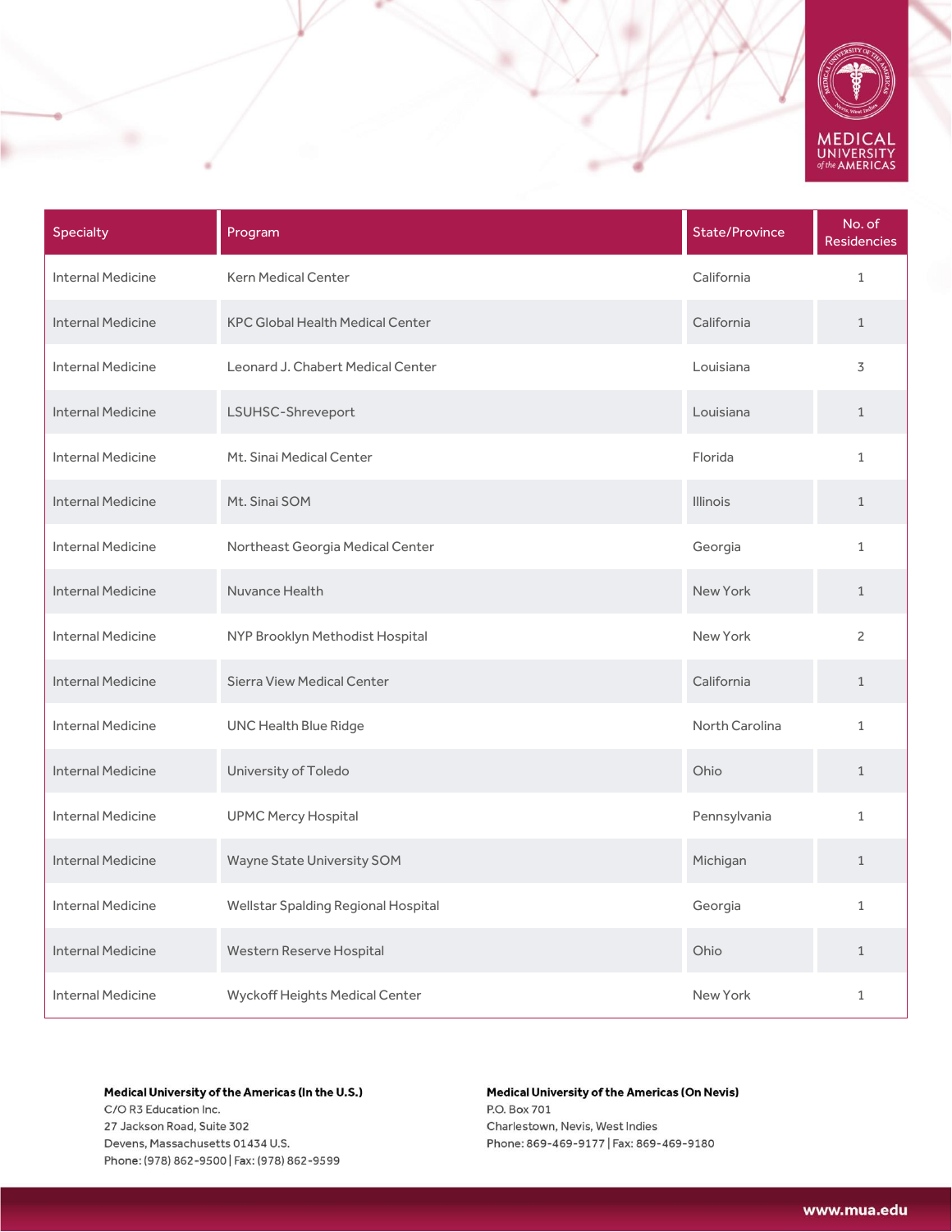| Specialty | Program | State/Province | No. of Residencies |
|---|---|---|---|
| Internal Medicine | Kern Medical Center | California | 1 |
| Internal Medicine | KPC Global Health Medical Center | California | 1 |
| Internal Medicine | Leonard J. Chabert Medical Center | Louisiana | 3 |
| Internal Medicine | LSUHSC-Shreveport | Louisiana | 1 |
| Internal Medicine | Mt. Sinai Medical Center | Florida | 1 |
| Internal Medicine | Mt. Sinai SOM | Illinois | 1 |
| Internal Medicine | Northeast Georgia Medical Center | Georgia | 1 |
| Internal Medicine | Nuvance Health | New York | 1 |
| Internal Medicine | NYP Brooklyn Methodist Hospital | New York | 2 |
| Internal Medicine | Sierra View Medical Center | California | 1 |
| Internal Medicine | UNC Health Blue Ridge | North Carolina | 1 |
| Internal Medicine | University of Toledo | Ohio | 1 |
| Internal Medicine | UPMC Mercy Hospital | Pennsylvania | 1 |
| Internal Medicine | Wayne State University SOM | Michigan | 1 |
| Internal Medicine | Wellstar Spalding Regional Hospital | Georgia | 1 |
| Internal Medicine | Western Reserve Hospital | Ohio | 1 |
| Internal Medicine | Wyckoff Heights Medical Center | New York | 1 |

**Medical University of the Americas (In the U.S.)**
C/O R3 Education Inc.
27 Jackson Road, Suite 302
Devens, Massachusetts 01434 U.S.
Phone: (978) 862-9500 | Fax: (978) 862-9599

**Medical University of the Americas (On Nevis)**
P.O. Box 701
Charlestown, Nevis, West Indies
Phone: 869-469-9177 | Fax: 869-469-9180

www.mua.edu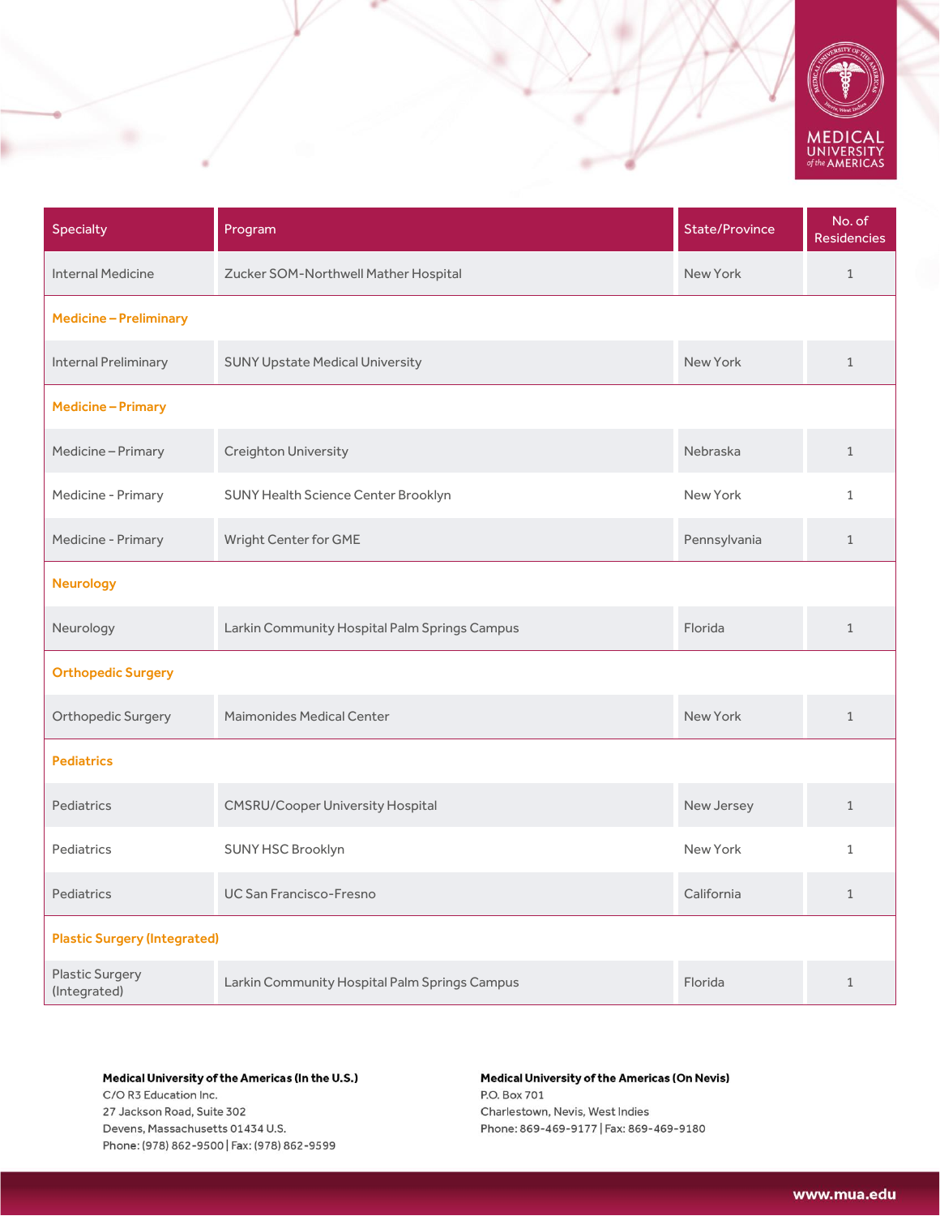| Specialty | Program | State/Province | No. of Residencies |
|---|---|---|---|
| Internal Medicine | Zucker SOM-Northwell Mather Hospital | New York | 1 |
| **Medicine – Preliminary** | | | |
| Internal Preliminary | SUNY Upstate Medical University | New York | 1 |
| **Medicine – Primary** | | | |
| Medicine – Primary | Creighton University | Nebraska | 1 |
| Medicine - Primary | SUNY Health Science Center Brooklyn | New York | 1 |
| Medicine - Primary | Wright Center for GME | Pennsylvania | 1 |
| **Neurology** | | | |
| Neurology | Larkin Community Hospital Palm Springs Campus | Florida | 1 |
| **Orthopedic Surgery** | | | |
| Orthopedic Surgery | Maimonides Medical Center | New York | 1 |
| **Pediatrics** | | | |
| Pediatrics | CMSRU/Cooper University Hospital | New Jersey | 1 |
| Pediatrics | SUNY HSC Brooklyn | New York | 1 |
| Pediatrics | UC San Francisco-Fresno | California | 1 |
| **Plastic Surgery (Integrated)** | | | |
| Plastic Surgery (Integrated) | Larkin Community Hospital Palm Springs Campus | Florida | 1 |

**Medical University of the Americas (In the U.S.)**
C/O R3 Education Inc.
27 Jackson Road, Suite 302
Devens, Massachusetts 01434 U.S.
Phone: (978) 862-9500 | Fax: (978) 862-9599

**Medical University of the Americas (On Nevis)**
P.O. Box 701
Charlestown, Nevis, West Indies
Phone: 869-469-9177 | Fax: 869-469-9180

www.mua.edu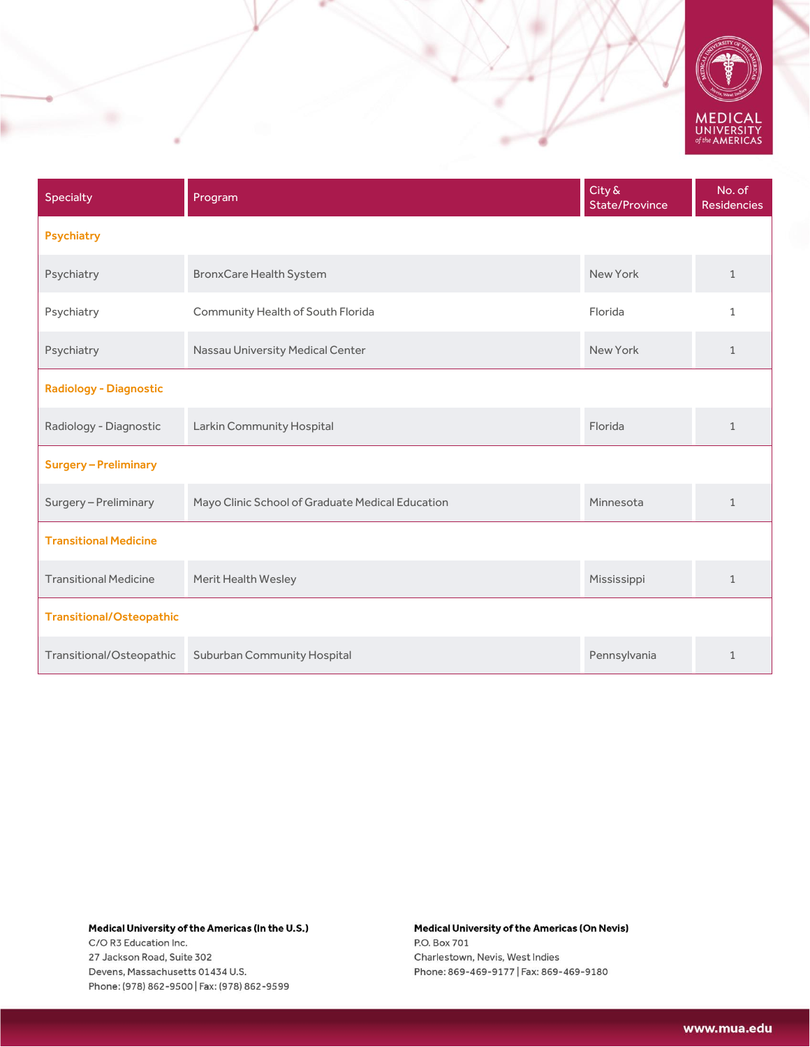| Specialty | Program | City & State/Province | No. of Residencies |
|---|---|---|---|
| **Psychiatry** | | | |
| Psychiatry | BronxCare Health System | New York | 1 |
| Psychiatry | Community Health of South Florida | Florida | 1 |
| Psychiatry | Nassau University Medical Center | New York | 1 |
| **Radiology - Diagnostic** | | | |
| Radiology - Diagnostic | Larkin Community Hospital | Florida | 1 |
| **Surgery – Preliminary** | | | |
| Surgery – Preliminary | Mayo Clinic School of Graduate Medical Education | Minnesota | 1 |
| **Transitional Medicine** | | | |
| Transitional Medicine | Merit Health Wesley | Mississippi | 1 |
| **Transitional/Osteopathic** | | | |
| Transitional/Osteopathic | Suburban Community Hospital | Pennsylvania | 1 |

**Medical University of the Americas (In the U.S.)**
C/O R3 Education Inc.
27 Jackson Road, Suite 302
Devens, Massachusetts 01434 U.S.
Phone: (978) 862-9500 | Fax: (978) 862-9599

**Medical University of the Americas (On Nevis)**
P.O. Box 701
Charlestown, Nevis, West Indies
Phone: 869-469-9177 | Fax: 869-469-9180

www.mua.edu